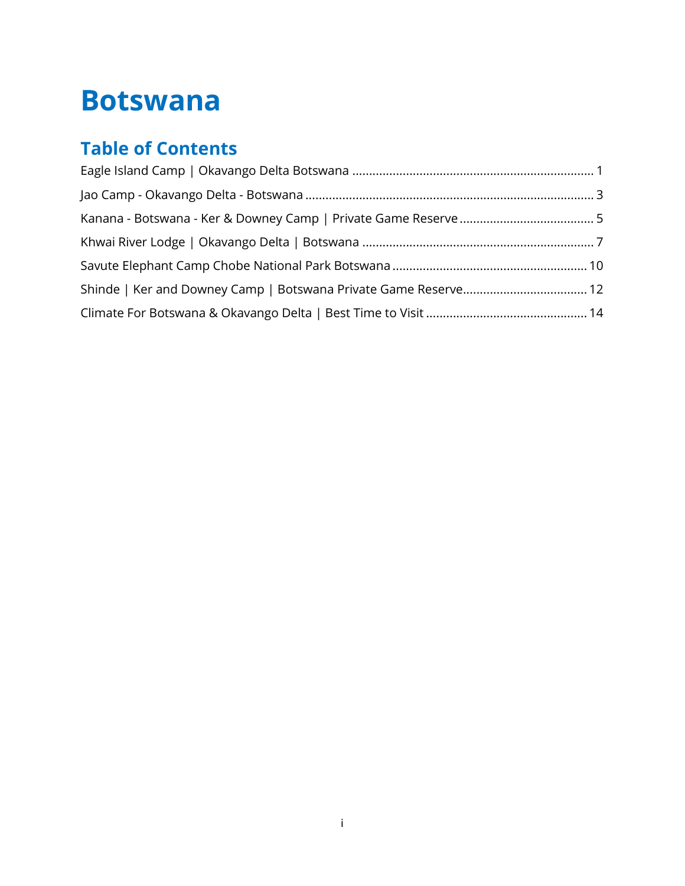# Botswana

## Table of Contents

Eagle Island Camp | Okavango Delta Botswana ....................................................................... 1

Jao Camp - Okavango Delta - Botswana ..................................................................................... 3

Kanana - Botswana - Ker & Downey Camp | Private Game Reserve ........................................ 5

Khwai River Lodge | Okavango Delta | Botswana .................................................................... 7

Savute Elephant Camp Chobe National Park Botswana ......................................................... 10

Shinde | Ker and Downey Camp | Botswana Private Game Reserve..................................... 12

Climate For Botswana & Okavango Delta | Best Time to Visit ................................................ 14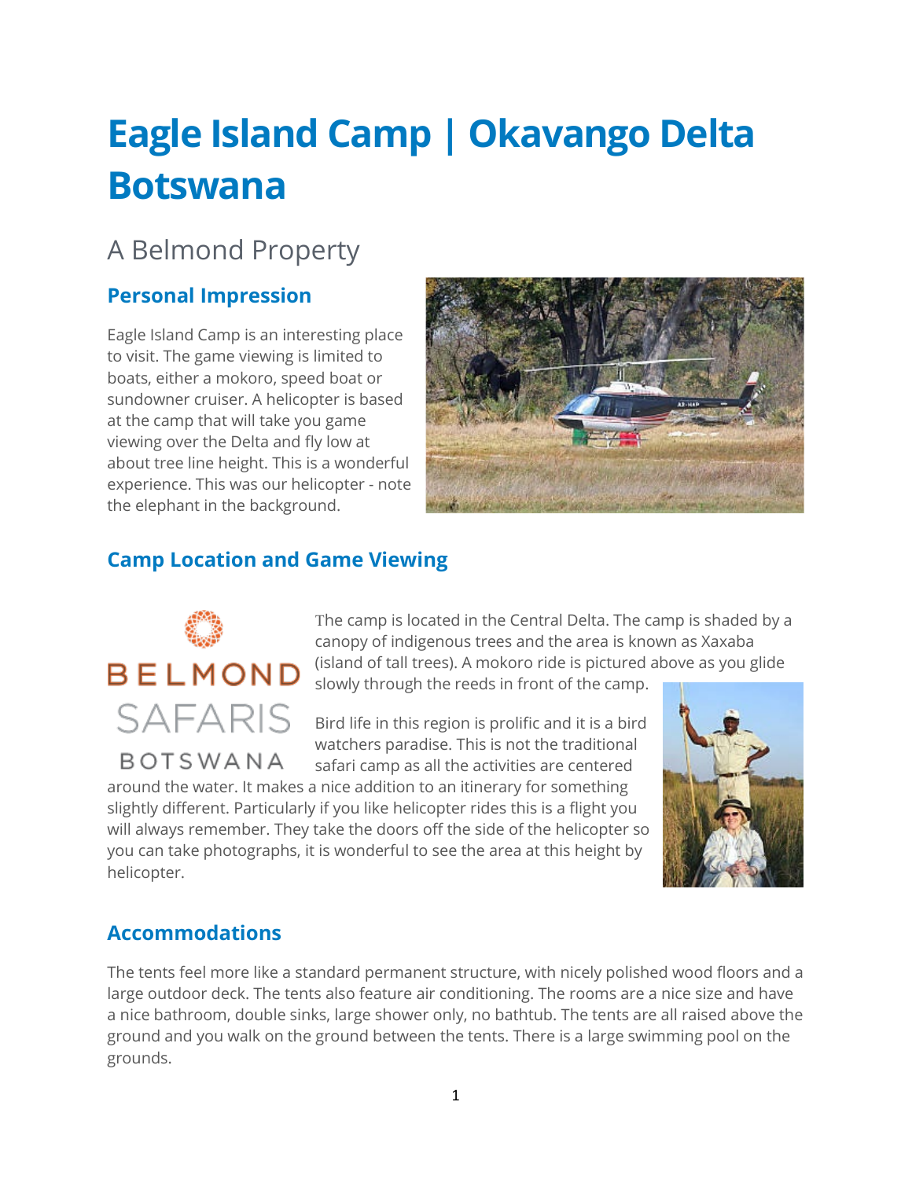# Eagle Island Camp | Okavango Delta Botswana

## A Belmond Property

### Personal Impression

Eagle Island Camp is an interesting place to visit. The game viewing is limited to boats, either a mokoro, speed boat or sundowner cruiser. A helicopter is based at the camp that will take you game viewing over the Delta and fly low at about tree line height. This is a wonderful experience. This was our helicopter - note the elephant in the background.

### Camp Location and Game Viewing

BELMOND SAFARIS BOTSWANA

The camp is located in the Central Delta. The camp is shaded by a canopy of indigenous trees and the area is known as Xaxaba (island of tall trees). A mokoro ride is pictured above as you glide slowly through the reeds in front of the camp.

Bird life in this region is prolific and it is a bird watchers paradise. This is not the traditional safari camp as all the activities are centered around the water. It makes a nice addition to an itinerary for something slightly different. Particularly if you like helicopter rides this is a flight you will always remember. They take the doors off the side of the helicopter so you can take photographs, it is wonderful to see the area at this height by helicopter.

### Accommodations

The tents feel more like a standard permanent structure, with nicely polished wood floors and a large outdoor deck. The tents also feature air conditioning. The rooms are a nice size and have a nice bathroom, double sinks, large shower only, no bathtub. The tents are all raised above the ground and you walk on the ground between the tents. There is a large swimming pool on the grounds.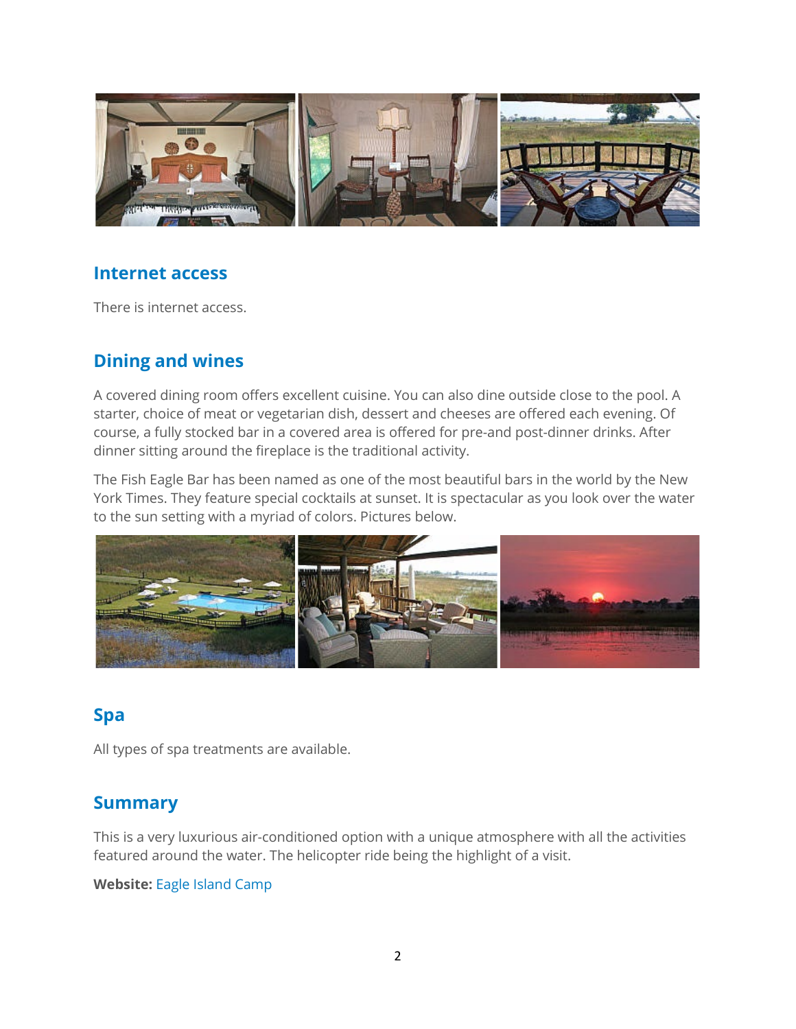## Internet access

There is internet access.

## Dining and wines

A covered dining room offers excellent cuisine. You can also dine outside close to the pool. A starter, choice of meat or vegetarian dish, dessert and cheeses are offered each evening. Of course, a fully stocked bar in a covered area is offered for pre-and post-dinner drinks. After dinner sitting around the fireplace is the traditional activity.

The Fish Eagle Bar has been named as one of the most beautiful bars in the world by the New York Times. They feature special cocktails at sunset. It is spectacular as you look over the water to the sun setting with a myriad of colors. Pictures below.

## Spa

All types of spa treatments are available.

## Summary

This is a very luxurious air-conditioned option with a unique atmosphere with all the activities featured around the water. The helicopter ride being the highlight of a visit.

**Website:** Eagle Island Camp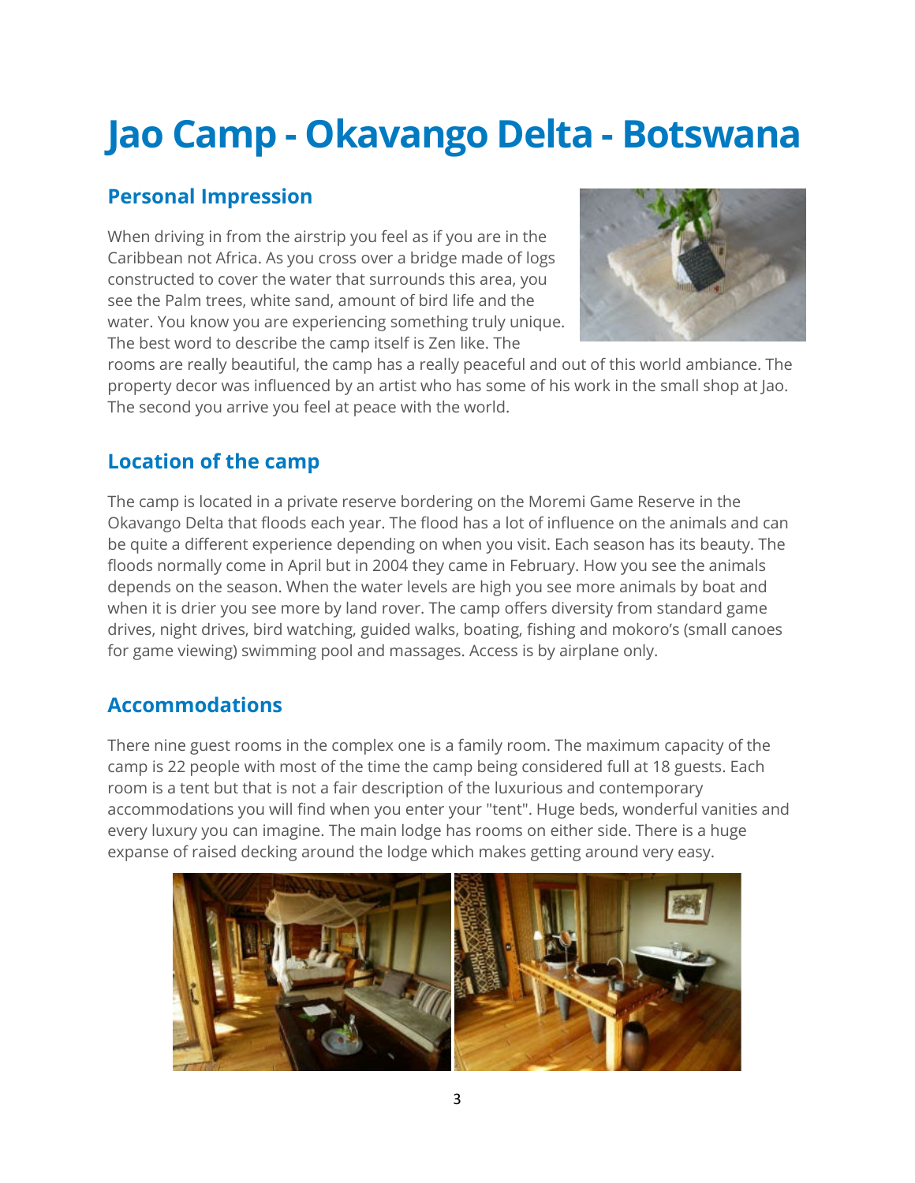# Jao Camp - Okavango Delta - Botswana

## Personal Impression

When driving in from the airstrip you feel as if you are in the Caribbean not Africa. As you cross over a bridge made of logs constructed to cover the water that surrounds this area, you see the Palm trees, white sand, amount of bird life and the water. You know you are experiencing something truly unique. The best word to describe the camp itself is Zen like. The rooms are really beautiful, the camp has a really peaceful and out of this world ambiance. The property decor was influenced by an artist who has some of his work in the small shop at Jao. The second you arrive you feel at peace with the world.

## Location of the camp

The camp is located in a private reserve bordering on the Moremi Game Reserve in the Okavango Delta that floods each year. The flood has a lot of influence on the animals and can be quite a different experience depending on when you visit. Each season has its beauty. The floods normally come in April but in 2004 they came in February. How you see the animals depends on the season. When the water levels are high you see more animals by boat and when it is drier you see more by land rover. The camp offers diversity from standard game drives, night drives, bird watching, guided walks, boating, fishing and mokoro's (small canoes for game viewing) swimming pool and massages. Access is by airplane only.

## Accommodations

There nine guest rooms in the complex one is a family room. The maximum capacity of the camp is 22 people with most of the time the camp being considered full at 18 guests. Each room is a tent but that is not a fair description of the luxurious and contemporary accommodations you will find when you enter your "tent". Huge beds, wonderful vanities and every luxury you can imagine. The main lodge has rooms on either side. There is a huge expanse of raised decking around the lodge which makes getting around very easy.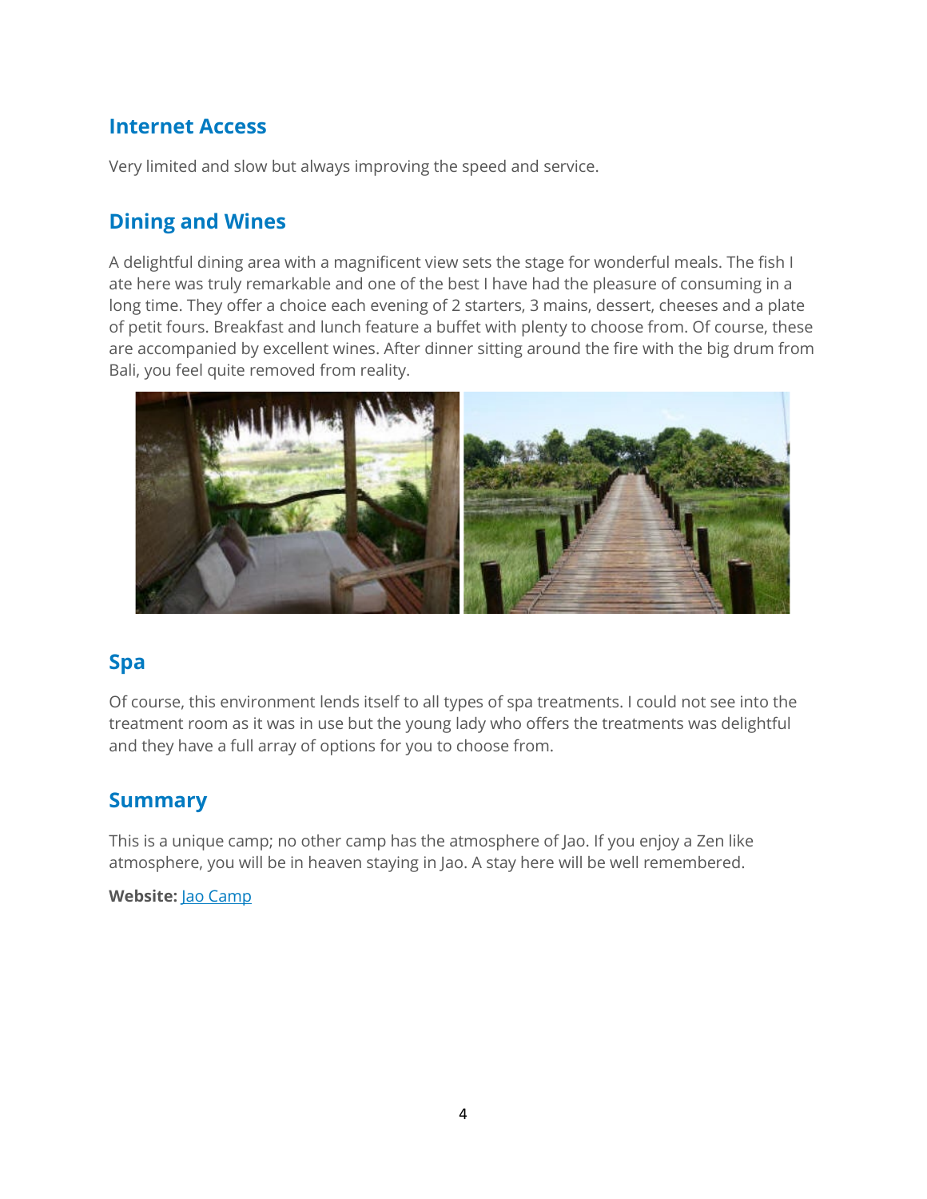## Internet Access

Very limited and slow but always improving the speed and service.

## Dining and Wines

A delightful dining area with a magnificent view sets the stage for wonderful meals. The fish I ate here was truly remarkable and one of the best I have had the pleasure of consuming in a long time. They offer a choice each evening of 2 starters, 3 mains, dessert, cheeses and a plate of petit fours. Breakfast and lunch feature a buffet with plenty to choose from. Of course, these are accompanied by excellent wines. After dinner sitting around the fire with the big drum from Bali, you feel quite removed from reality.

## Spa

Of course, this environment lends itself to all types of spa treatments. I could not see into the treatment room as it was in use but the young lady who offers the treatments was delightful and they have a full array of options for you to choose from.

## Summary

This is a unique camp; no other camp has the atmosphere of Jao. If you enjoy a Zen like atmosphere, you will be in heaven staying in Jao. A stay here will be well remembered.

**Website:** [Jao Camp]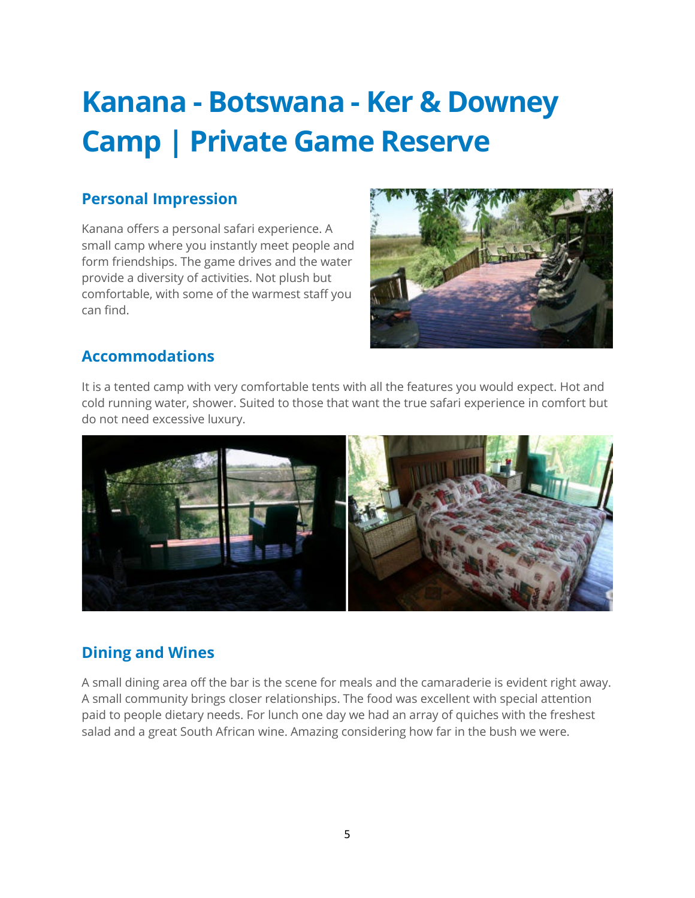# Kanana - Botswana - Ker & Downey Camp | Private Game Reserve

## Personal Impression

Kanana offers a personal safari experience. A small camp where you instantly meet people and form friendships. The game drives and the water provide a diversity of activities. Not plush but comfortable, with some of the warmest staff you can find.

## Accommodations

It is a tented camp with very comfortable tents with all the features you would expect. Hot and cold running water, shower. Suited to those that want the true safari experience in comfort but do not need excessive luxury.

## Dining and Wines

A small dining area off the bar is the scene for meals and the camaraderie is evident right away. A small community brings closer relationships. The food was excellent with special attention paid to people dietary needs. For lunch one day we had an array of quiches with the freshest salad and a great South African wine. Amazing considering how far in the bush we were.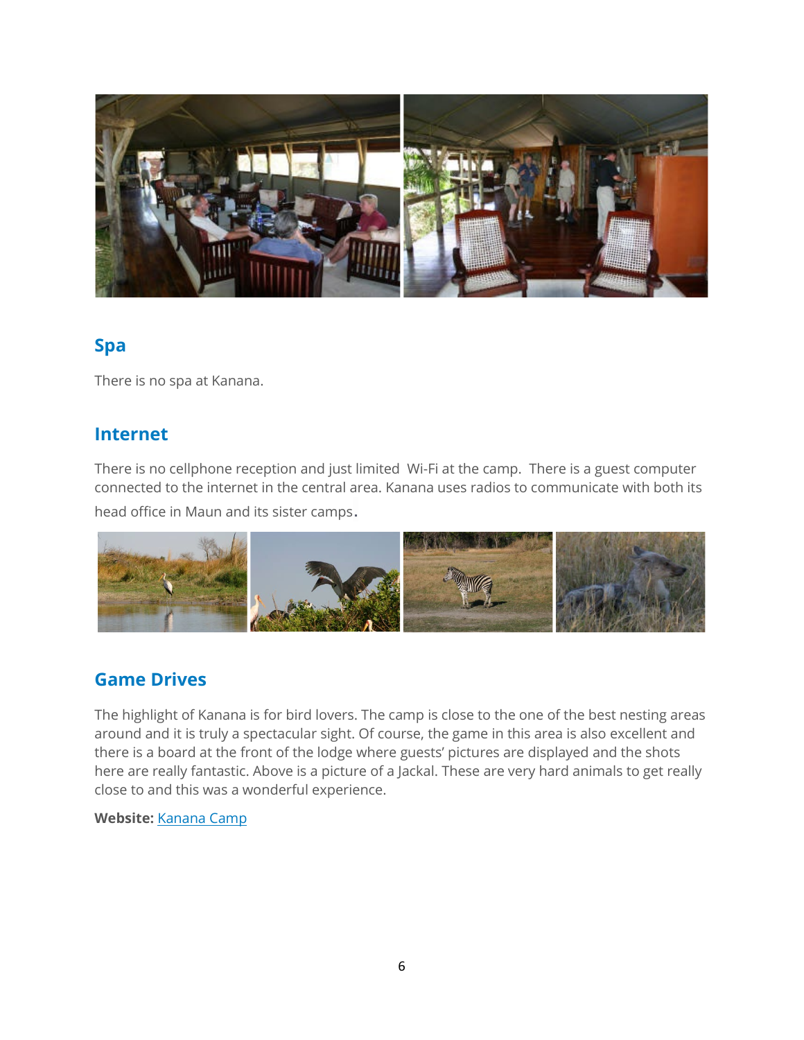## Spa

There is no spa at Kanana.

## Internet

There is no cellphone reception and just limited Wi-Fi at the camp. There is a guest computer connected to the internet in the central area. Kanana uses radios to communicate with both its head office in Maun and its sister camps.

## Game Drives

The highlight of Kanana is for bird lovers. The camp is close to the one of the best nesting areas around and it is truly a spectacular sight. Of course, the game in this area is also excellent and there is a board at the front of the lodge where guests' pictures are displayed and the shots here are really fantastic. Above is a picture of a Jackal. These are very hard animals to get really close to and this was a wonderful experience.

**Website:** Kanana Camp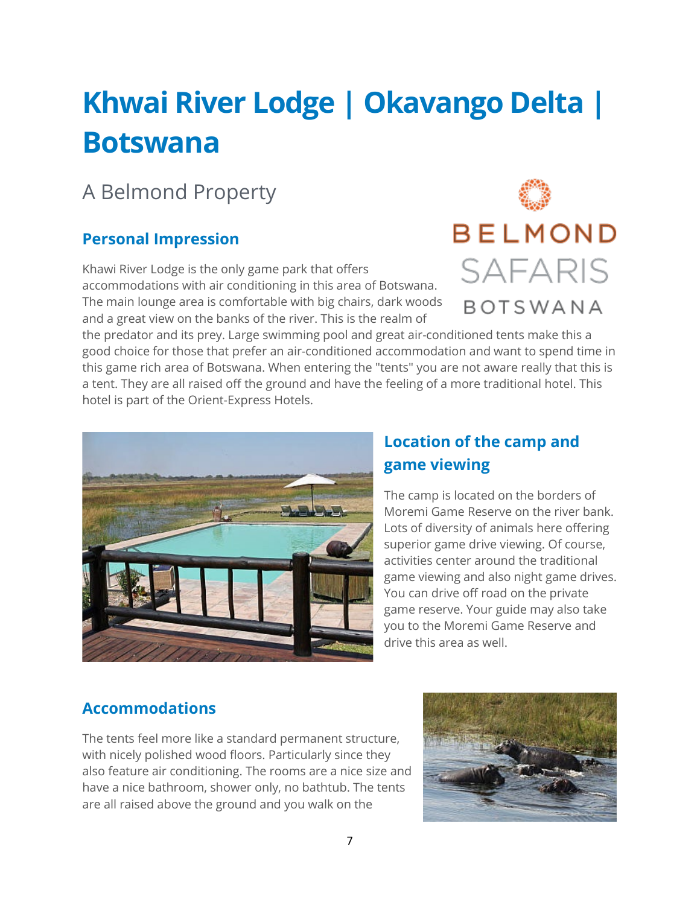# Khwai River Lodge | Okavango Delta | Botswana

## A Belmond Property

BELMOND SAFARIS BOTSWANA

### Personal Impression

Khawi River Lodge is the only game park that offers accommodations with air conditioning in this area of Botswana. The main lounge area is comfortable with big chairs, dark woods and a great view on the banks of the river. This is the realm of the predator and its prey. Large swimming pool and great air-conditioned tents make this a good choice for those that prefer an air-conditioned accommodation and want to spend time in this game rich area of Botswana. When entering the "tents" you are not aware really that this is a tent. They are all raised off the ground and have the feeling of a more traditional hotel. This hotel is part of the Orient-Express Hotels.

### Location of the camp and game viewing

The camp is located on the borders of Moremi Game Reserve on the river bank. Lots of diversity of animals here offering superior game drive viewing. Of course, activities center around the traditional game viewing and also night game drives. You can drive off road on the private game reserve. Your guide may also take you to the Moremi Game Reserve and drive this area as well.

### Accommodations

The tents feel more like a standard permanent structure, with nicely polished wood floors. Particularly since they also feature air conditioning. The rooms are a nice size and have a nice bathroom, shower only, no bathtub. The tents are all raised above the ground and you walk on the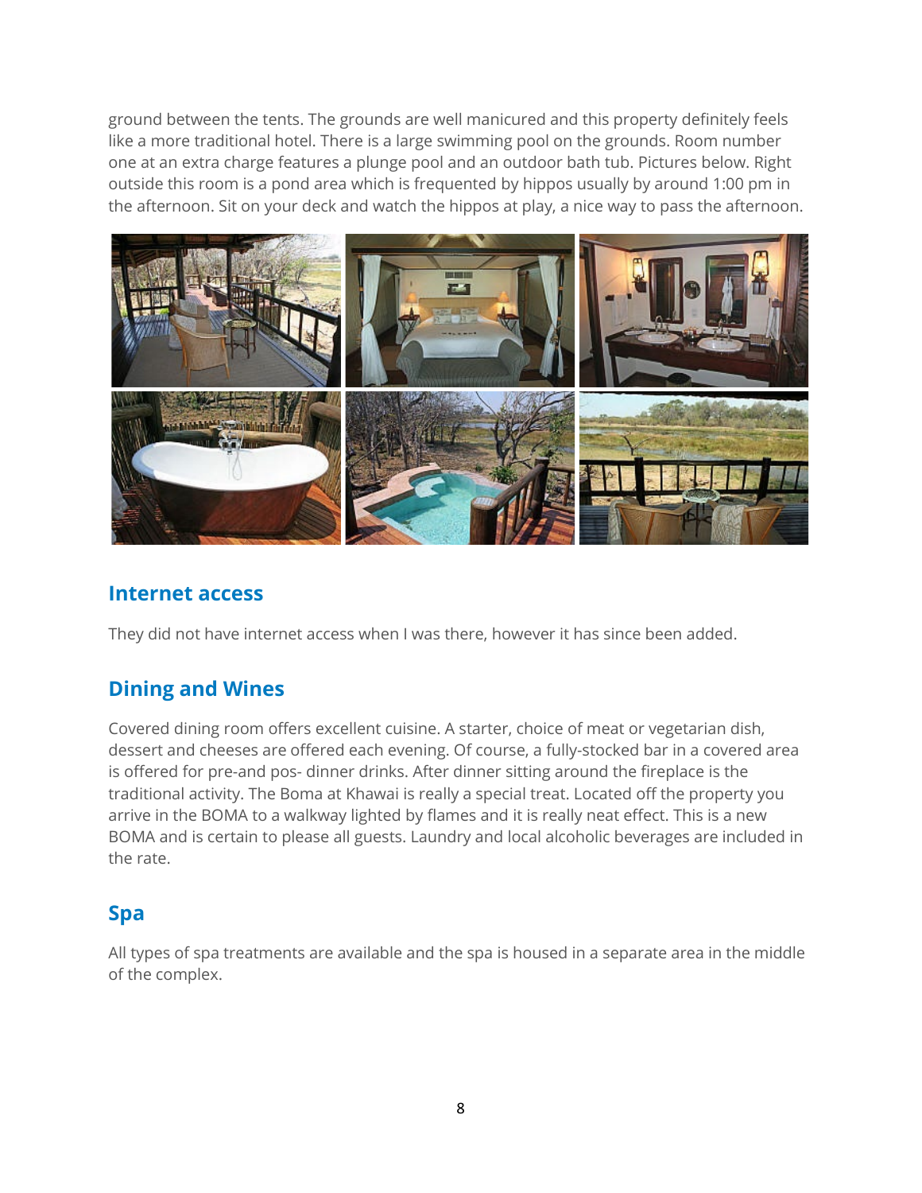ground between the tents. The grounds are well manicured and this property definitely feels like a more traditional hotel. There is a large swimming pool on the grounds. Room number one at an extra charge features a plunge pool and an outdoor bath tub. Pictures below. Right outside this room is a pond area which is frequented by hippos usually by around 1:00 pm in the afternoon. Sit on your deck and watch the hippos at play, a nice way to pass the afternoon.

## Internet access

They did not have internet access when I was there, however it has since been added.

## Dining and Wines

Covered dining room offers excellent cuisine. A starter, choice of meat or vegetarian dish, dessert and cheeses are offered each evening. Of course, a fully-stocked bar in a covered area is offered for pre-and pos- dinner drinks. After dinner sitting around the fireplace is the traditional activity. The Boma at Khawai is really a special treat. Located off the property you arrive in the BOMA to a walkway lighted by flames and it is really neat effect. This is a new BOMA and is certain to please all guests. Laundry and local alcoholic beverages are included in the rate.

## Spa

All types of spa treatments are available and the spa is housed in a separate area in the middle of the complex.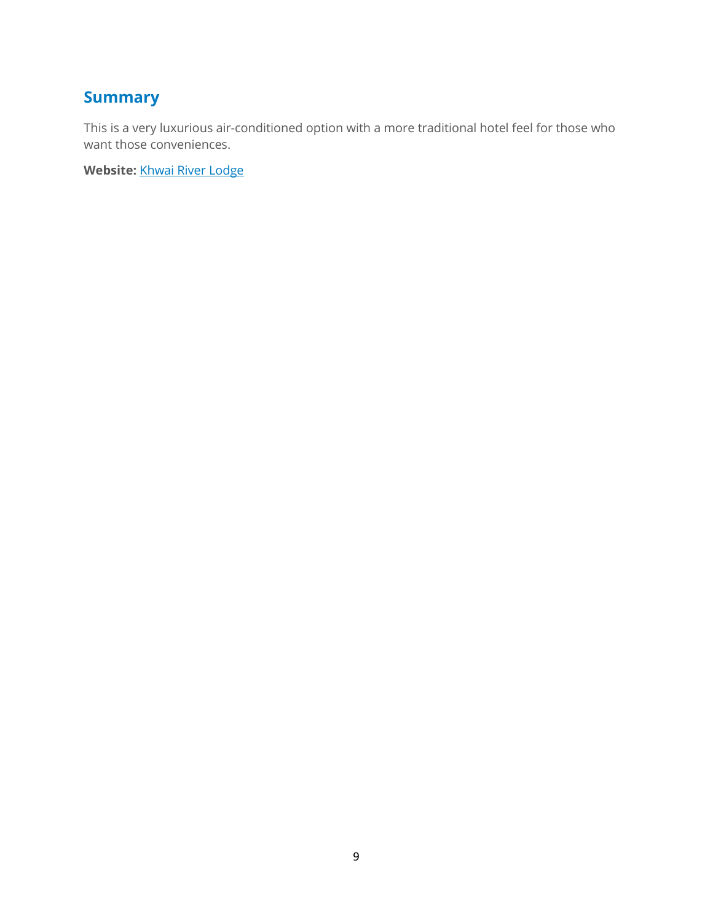## Summary

This is a very luxurious air-conditioned option with a more traditional hotel feel for those who want those conveniences.

**Website:** Khwai River Lodge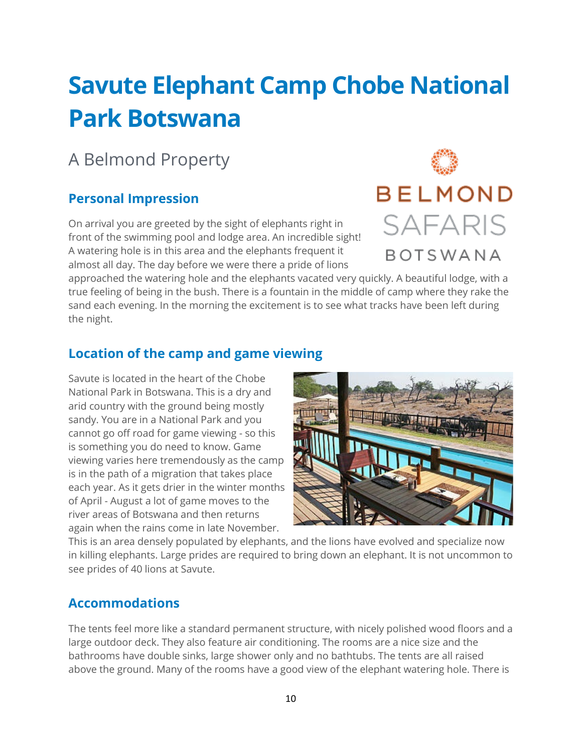# Savute Elephant Camp Chobe National Park Botswana

A Belmond Property

### Personal Impression

On arrival you are greeted by the sight of elephants right in front of the swimming pool and lodge area. An incredible sight! A watering hole is in this area and the elephants frequent it almost all day. The day before we were there a pride of lions approached the watering hole and the elephants vacated very quickly. A beautiful lodge, with a true feeling of being in the bush. There is a fountain in the middle of camp where they rake the sand each evening. In the morning the excitement is to see what tracks have been left during the night.

### Location of the camp and game viewing

Savute is located in the heart of the Chobe National Park in Botswana. This is a dry and arid country with the ground being mostly sandy. You are in a National Park and you cannot go off road for game viewing - so this is something you do need to know. Game viewing varies here tremendously as the camp is in the path of a migration that takes place each year. As it gets drier in the winter months of April - August a lot of game moves to the river areas of Botswana and then returns again when the rains come in late November. This is an area densely populated by elephants, and the lions have evolved and specialize now in killing elephants. Large prides are required to bring down an elephant. It is not uncommon to see prides of 40 lions at Savute.

### Accommodations

The tents feel more like a standard permanent structure, with nicely polished wood floors and a large outdoor deck. They also feature air conditioning. The rooms are a nice size and the bathrooms have double sinks, large shower only and no bathtubs. The tents are all raised above the ground. Many of the rooms have a good view of the elephant watering hole. There is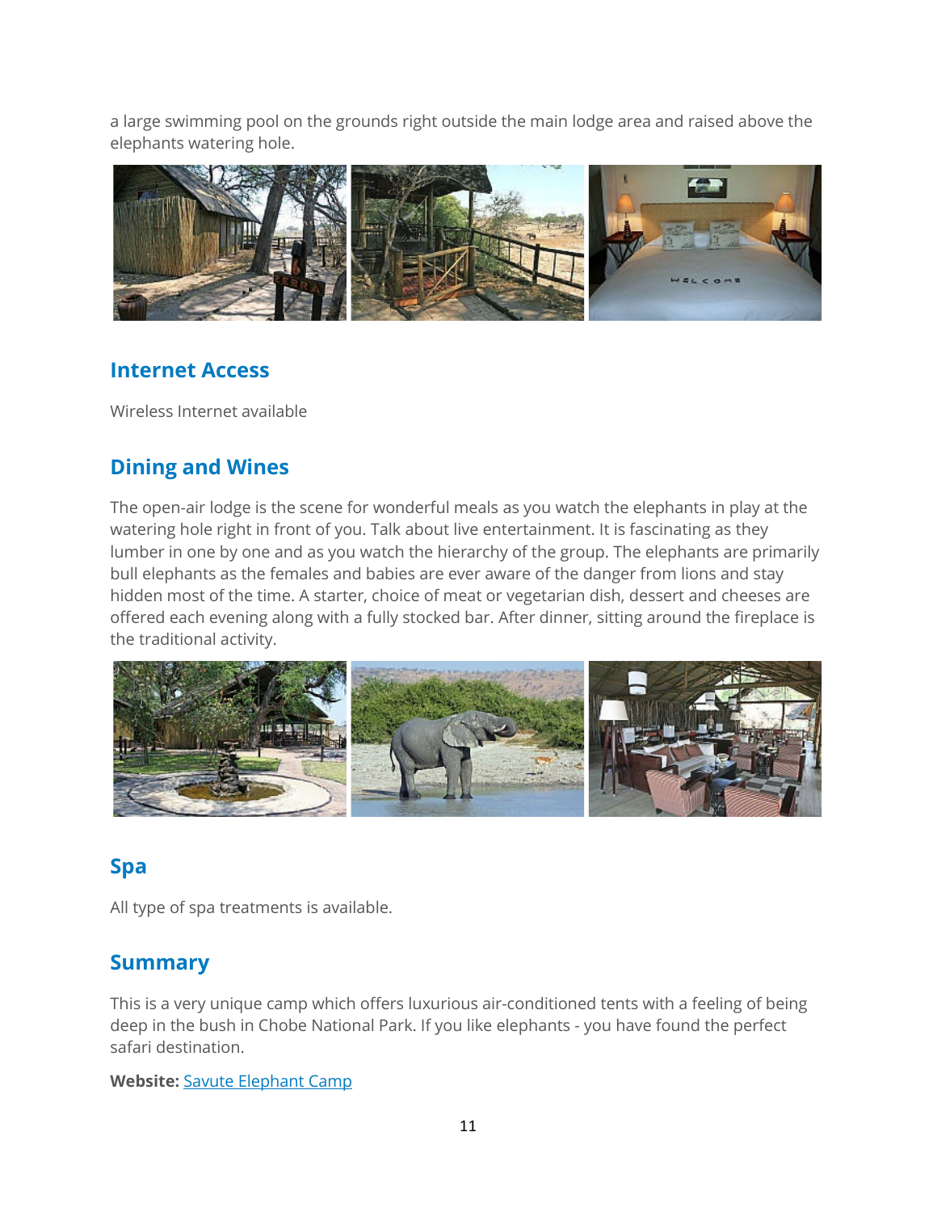a large swimming pool on the grounds right outside the main lodge area and raised above the elephants watering hole.

## Internet Access

Wireless Internet available

## Dining and Wines

The open-air lodge is the scene for wonderful meals as you watch the elephants in play at the watering hole right in front of you. Talk about live entertainment. It is fascinating as they lumber in one by one and as you watch the hierarchy of the group. The elephants are primarily bull elephants as the females and babies are ever aware of the danger from lions and stay hidden most of the time. A starter, choice of meat or vegetarian dish, dessert and cheeses are offered each evening along with a fully stocked bar. After dinner, sitting around the fireplace is the traditional activity.

## Spa

All type of spa treatments is available.

## Summary

This is a very unique camp which offers luxurious air-conditioned tents with a feeling of being deep in the bush in Chobe National Park. If you like elephants - you have found the perfect safari destination.

**Website:** Savute Elephant Camp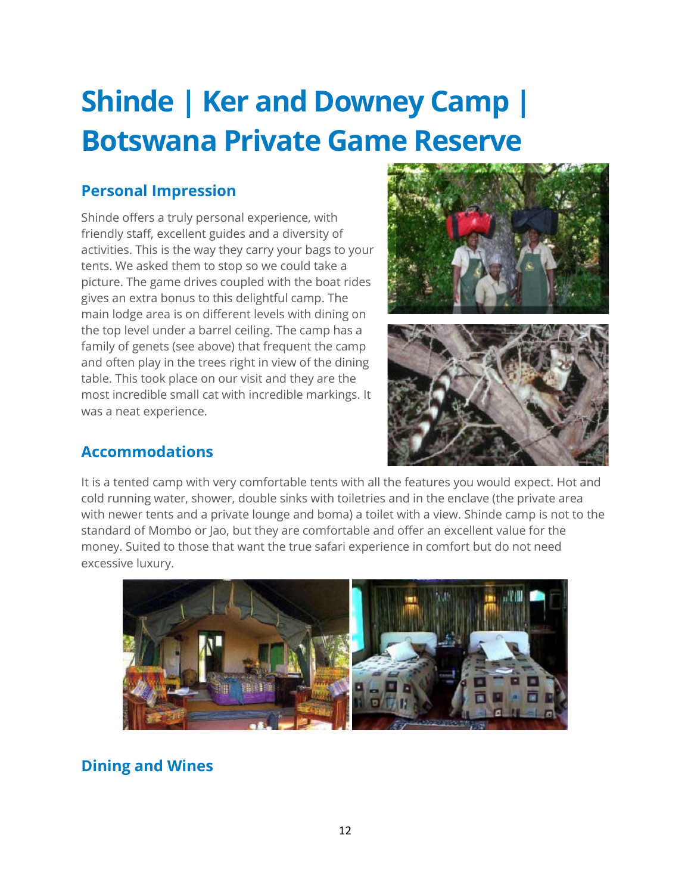# Shinde | Ker and Downey Camp | Botswana Private Game Reserve

## Personal Impression

Shinde offers a truly personal experience, with friendly staff, excellent guides and a diversity of activities. This is the way they carry your bags to your tents. We asked them to stop so we could take a picture. The game drives coupled with the boat rides gives an extra bonus to this delightful camp. The main lodge area is on different levels with dining on the top level under a barrel ceiling. The camp has a family of genets (see above) that frequent the camp and often play in the trees right in view of the dining table. This took place on our visit and they are the most incredible small cat with incredible markings. It was a neat experience.

## Accommodations

It is a tented camp with very comfortable tents with all the features you would expect. Hot and cold running water, shower, double sinks with toiletries and in the enclave (the private area with newer tents and a private lounge and boma) a toilet with a view. Shinde camp is not to the standard of Mombo or Jao, but they are comfortable and offer an excellent value for the money. Suited to those that want the true safari experience in comfort but do not need excessive luxury.

## Dining and Wines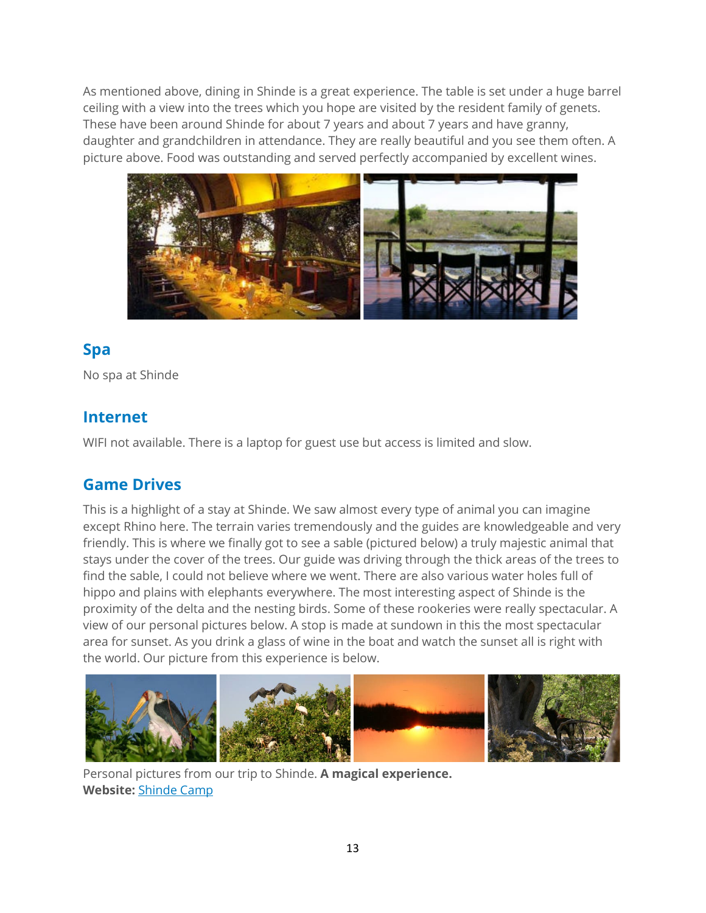As mentioned above, dining in Shinde is a great experience. The table is set under a huge barrel ceiling with a view into the trees which you hope are visited by the resident family of genets. These have been around Shinde for about 7 years and about 7 years and have granny, daughter and grandchildren in attendance. They are really beautiful and you see them often. A picture above. Food was outstanding and served perfectly accompanied by excellent wines.

## Spa

No spa at Shinde

## Internet

WIFI not available. There is a laptop for guest use but access is limited and slow.

## Game Drives

This is a highlight of a stay at Shinde. We saw almost every type of animal you can imagine except Rhino here. The terrain varies tremendously and the guides are knowledgeable and very friendly. This is where we finally got to see a sable (pictured below) a truly majestic animal that stays under the cover of the trees. Our guide was driving through the thick areas of the trees to find the sable, I could not believe where we went. There are also various water holes full of hippo and plains with elephants everywhere. The most interesting aspect of Shinde is the proximity of the delta and the nesting birds. Some of these rookeries were really spectacular. A view of our personal pictures below. A stop is made at sundown in this the most spectacular area for sunset. As you drink a glass of wine in the boat and watch the sunset all is right with the world. Our picture from this experience is below.

Personal pictures from our trip to Shinde. **A magical experience.**
**Website:** [Shinde Camp]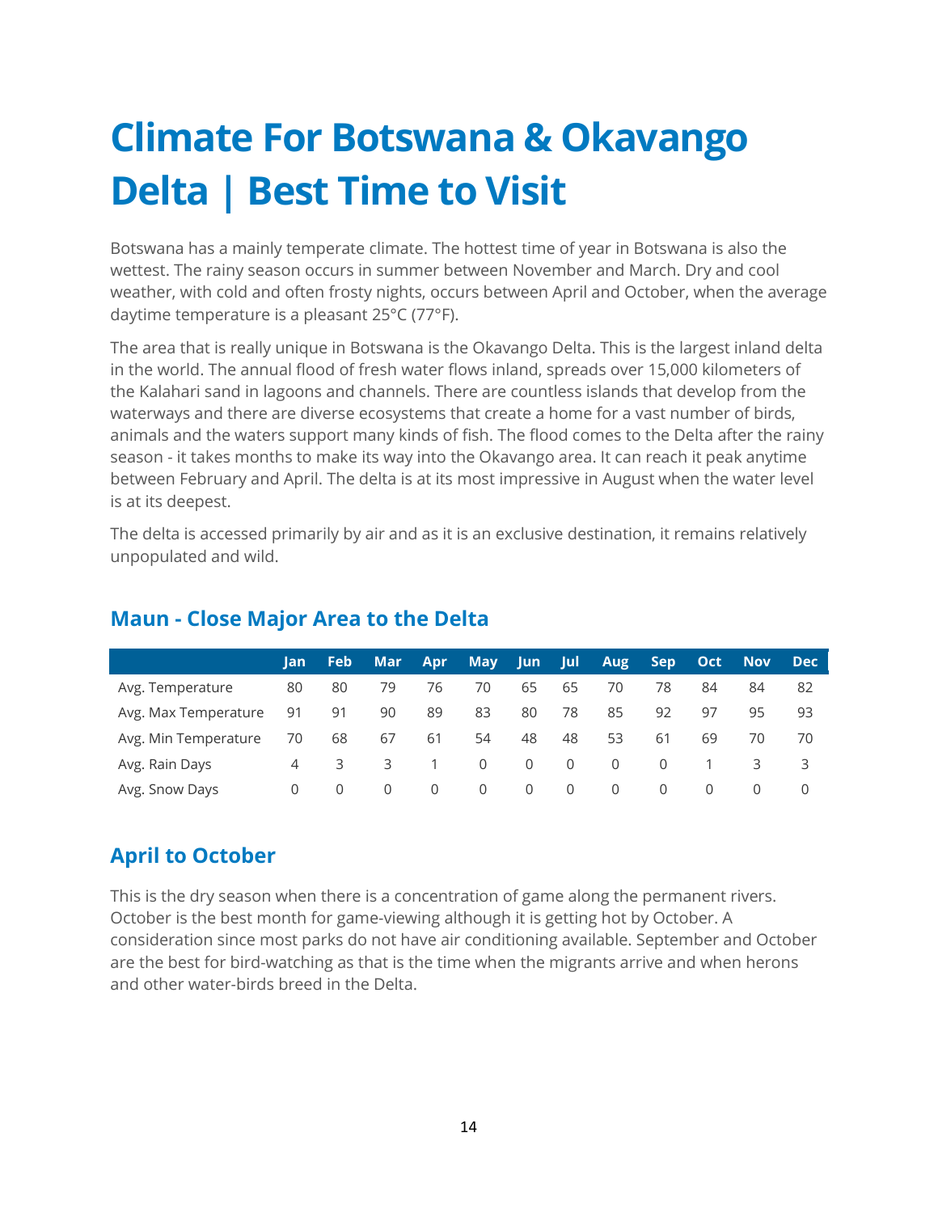# Climate For Botswana & Okavango Delta | Best Time to Visit

Botswana has a mainly temperate climate. The hottest time of year in Botswana is also the wettest. The rainy season occurs in summer between November and March. Dry and cool weather, with cold and often frosty nights, occurs between April and October, when the average daytime temperature is a pleasant 25°C (77°F).

The area that is really unique in Botswana is the Okavango Delta. This is the largest inland delta in the world. The annual flood of fresh water flows inland, spreads over 15,000 kilometers of the Kalahari sand in lagoons and channels. There are countless islands that develop from the waterways and there are diverse ecosystems that create a home for a vast number of birds, animals and the waters support many kinds of fish. The flood comes to the Delta after the rainy season - it takes months to make its way into the Okavango area. It can reach it peak anytime between February and April. The delta is at its most impressive in August when the water level is at its deepest.

The delta is accessed primarily by air and as it is an exclusive destination, it remains relatively unpopulated and wild.

## Maun - Close Major Area to the Delta

| | Jan | Feb | Mar | Apr | May | Jun | Jul | Aug | Sep | Oct | Nov | Dec |
|---|---|---|---|---|---|---|---|---|---|---|---|---|
| Avg. Temperature | 80 | 80 | 79 | 76 | 70 | 65 | 65 | 70 | 78 | 84 | 84 | 82 |
| Avg. Max Temperature | 91 | 91 | 90 | 89 | 83 | 80 | 78 | 85 | 92 | 97 | 95 | 93 |
| Avg. Min Temperature | 70 | 68 | 67 | 61 | 54 | 48 | 48 | 53 | 61 | 69 | 70 | 70 |
| Avg. Rain Days | 4 | 3 | 3 | 1 | 0 | 0 | 0 | 0 | 0 | 1 | 3 | 3 |
| Avg. Snow Days | 0 | 0 | 0 | 0 | 0 | 0 | 0 | 0 | 0 | 0 | 0 | 0 |

## April to October

This is the dry season when there is a concentration of game along the permanent rivers. October is the best month for game-viewing although it is getting hot by October. A consideration since most parks do not have air conditioning available. September and October are the best for bird-watching as that is the time when the migrants arrive and when herons and other water-birds breed in the Delta.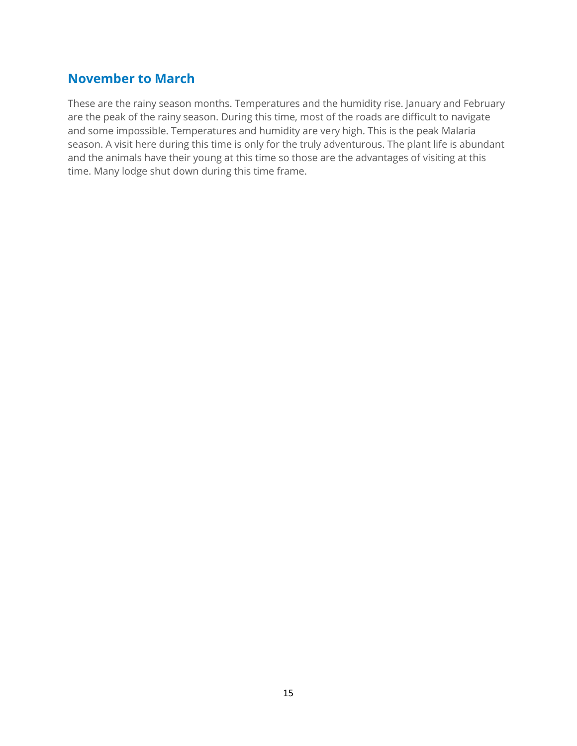## November to March

These are the rainy season months. Temperatures and the humidity rise. January and February are the peak of the rainy season. During this time, most of the roads are difficult to navigate and some impossible. Temperatures and humidity are very high. This is the peak Malaria season. A visit here during this time is only for the truly adventurous. The plant life is abundant and the animals have their young at this time so those are the advantages of visiting at this time. Many lodge shut down during this time frame.